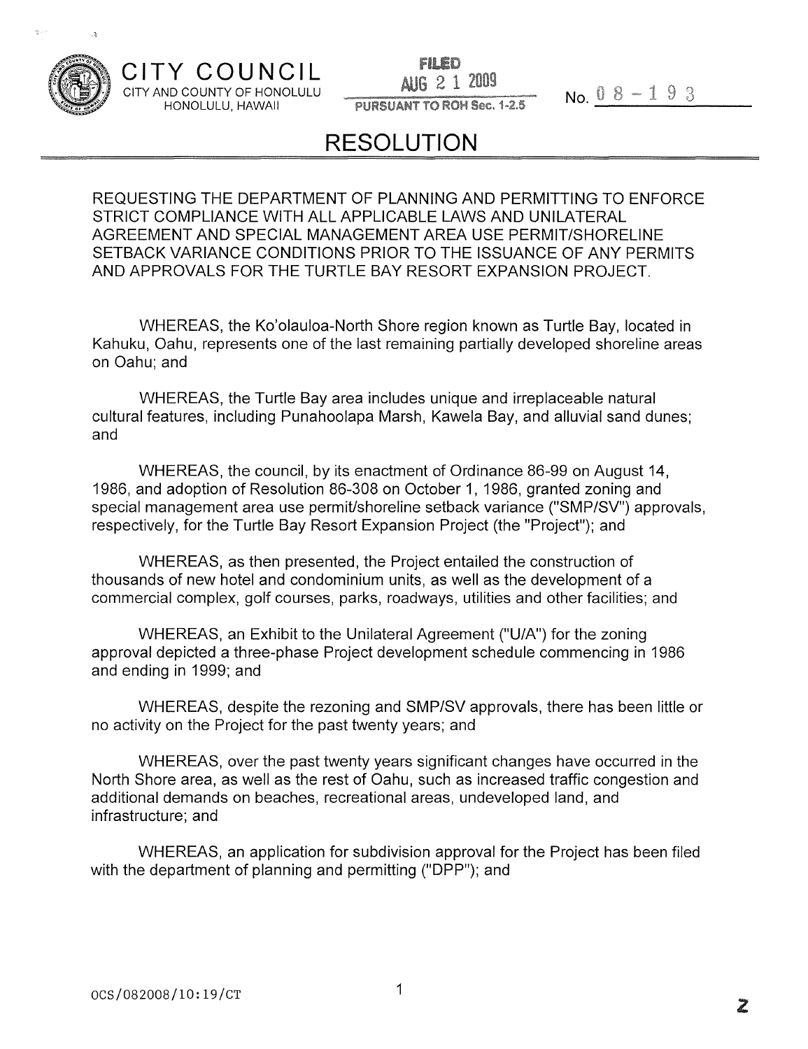CITY COUNCIL
CITY AND COUNTY OF HONOLULU
HONOLULU, HAWAII

FILED
AUG 21 2009
PURSUANT TO ROH Sec. 1-2.5

No. 08-193

# RESOLUTION

REQUESTING THE DEPARTMENT OF PLANNING AND PERMITTING TO ENFORCE STRICT COMPLIANCE WITH ALL APPLICABLE LAWS AND UNILATERAL AGREEMENT AND SPECIAL MANAGEMENT AREA USE PERMIT/SHORELINE SETBACK VARIANCE CONDITIONS PRIOR TO THE ISSUANCE OF ANY PERMITS AND APPROVALS FOR THE TURTLE BAY RESORT EXPANSION PROJECT.

WHEREAS, the Ko'olauloa-North Shore region known as Turtle Bay, located in Kahuku, Oahu, represents one of the last remaining partially developed shoreline areas on Oahu; and

WHEREAS, the Turtle Bay area includes unique and irreplaceable natural cultural features, including Punahoolapa Marsh, Kawela Bay, and alluvial sand dunes; and

WHEREAS, the council, by its enactment of Ordinance 86-99 on August 14, 1986, and adoption of Resolution 86-308 on October 1, 1986, granted zoning and special management area use permit/shoreline setback variance ("SMP/SV") approvals, respectively, for the Turtle Bay Resort Expansion Project (the "Project"); and

WHEREAS, as then presented, the Project entailed the construction of thousands of new hotel and condominium units, as well as the development of a commercial complex, golf courses, parks, roadways, utilities and other facilities; and

WHEREAS, an Exhibit to the Unilateral Agreement ("U/A") for the zoning approval depicted a three-phase Project development schedule commencing in 1986 and ending in 1999; and

WHEREAS, despite the rezoning and SMP/SV approvals, there has been little or no activity on the Project for the past twenty years; and

WHEREAS, over the past twenty years significant changes have occurred in the North Shore area, as well as the rest of Oahu, such as increased traffic congestion and additional demands on beaches, recreational areas, undeveloped land, and infrastructure; and

WHEREAS, an application for subdivision approval for the Project has been filed with the department of planning and permitting ("DPP"); and

OCS/082008/10:19/CT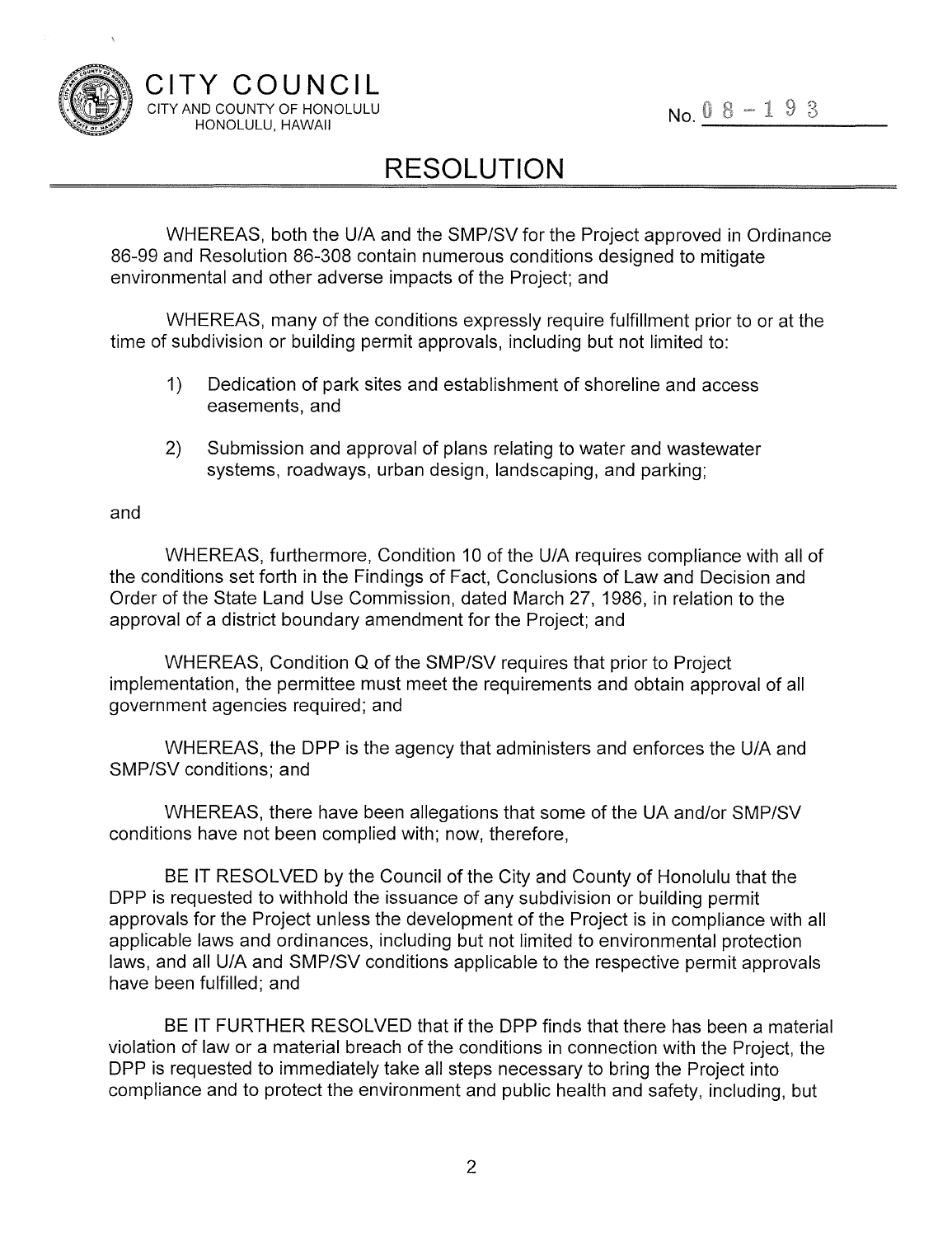CITY COUNCIL
CITY AND COUNTY OF HONOLULU
HONOLULU, HAWAII

No. 08-193

# RESOLUTION

WHEREAS, both the U/A and the SMP/SV for the Project approved in Ordinance 86-99 and Resolution 86-308 contain numerous conditions designed to mitigate environmental and other adverse impacts of the Project; and

WHEREAS, many of the conditions expressly require fulfillment prior to or at the time of subdivision or building permit approvals, including but not limited to:

1) Dedication of park sites and establishment of shoreline and access easements, and

2) Submission and approval of plans relating to water and wastewater systems, roadways, urban design, landscaping, and parking;

and

WHEREAS, furthermore, Condition 10 of the U/A requires compliance with all of the conditions set forth in the Findings of Fact, Conclusions of Law and Decision and Order of the State Land Use Commission, dated March 27, 1986, in relation to the approval of a district boundary amendment for the Project; and

WHEREAS, Condition Q of the SMP/SV requires that prior to Project implementation, the permittee must meet the requirements and obtain approval of all government agencies required; and

WHEREAS, the DPP is the agency that administers and enforces the U/A and SMP/SV conditions; and

WHEREAS, there have been allegations that some of the UA and/or SMP/SV conditions have not been complied with; now, therefore,

BE IT RESOLVED by the Council of the City and County of Honolulu that the DPP is requested to withhold the issuance of any subdivision or building permit approvals for the Project unless the development of the Project is in compliance with all applicable laws and ordinances, including but not limited to environmental protection laws, and all U/A and SMP/SV conditions applicable to the respective permit approvals have been fulfilled; and

BE IT FURTHER RESOLVED that if the DPP finds that there has been a material violation of law or a material breach of the conditions in connection with the Project, the DPP is requested to immediately take all steps necessary to bring the Project into compliance and to protect the environment and public health and safety, including, but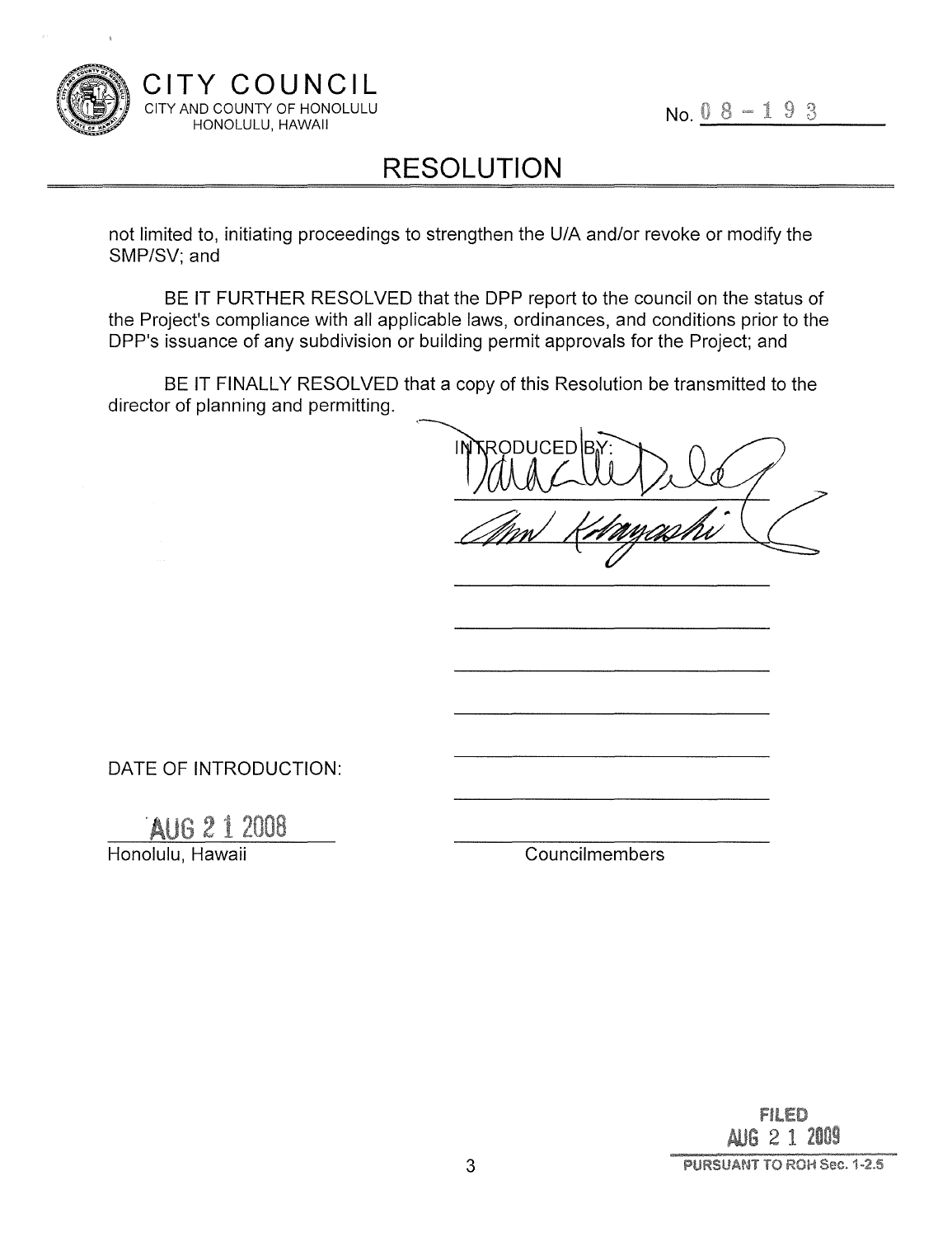CITY COUNCIL
CITY AND COUNTY OF HONOLULU
HONOLULU, HAWAII

No. 08 - 193

# RESOLUTION

not limited to, initiating proceedings to strengthen the U/A and/or revoke or modify the SMP/SV; and

BE IT FURTHER RESOLVED that the DPP report to the council on the status of the Project's compliance with all applicable laws, ordinances, and conditions prior to the DPP's issuance of any subdivision or building permit approvals for the Project; and

BE IT FINALLY RESOLVED that a copy of this Resolution be transmitted to the director of planning and permitting.

INTRODUCED BY:

Councilmembers

DATE OF INTRODUCTION:

AUG 21 2008
Honolulu, Hawaii

FILED
AUG 21 2009
PURSUANT TO ROH Sec. 1-2.5